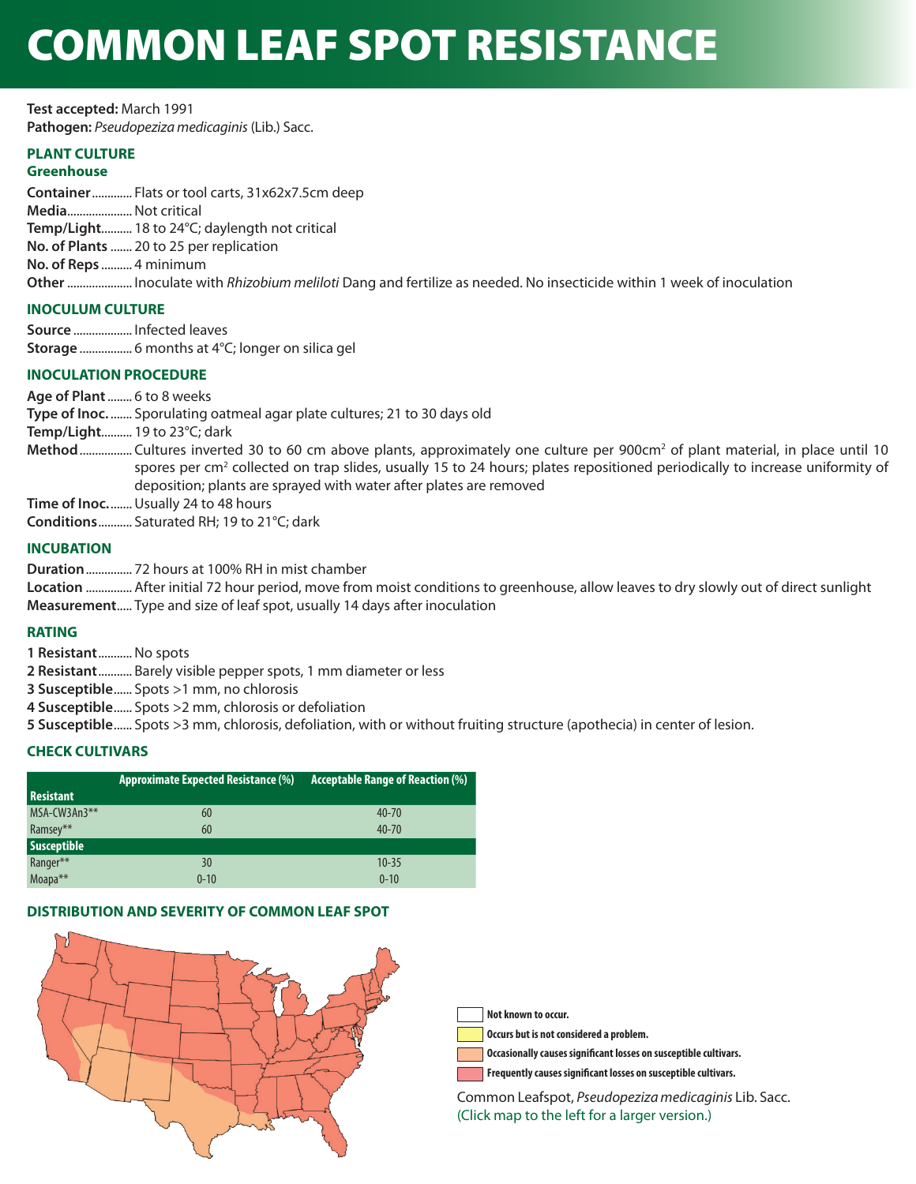# COMMON LEAF SPOT RESISTANCE

**Test accepted:** March 1991
**Pathogen:** *Pseudopeziza medicaginis* (Lib.) Sacc.

## PLANT CULTURE

### Greenhouse

**Container**............ Flats or tool carts, 31x62x7.5cm deep
**Media**..................... Not critical
**Temp/Light**.......... 18 to 24°C; daylength not critical
**No. of Plants** ....... 20 to 25 per replication
**No. of Reps** .......... 4 minimum
**Other** ..................... Inoculate with *Rhizobium meliloti* Dang and fertilize as needed. No insecticide within 1 week of inoculation

## INOCULUM CULTURE

**Source** ................... Infected leaves
**Storage** ................. 6 months at 4°C; longer on silica gel

## INOCULATION PROCEDURE

**Age of Plant** ........ 6 to 8 weeks
**Type of Inoc.** ....... Sporulating oatmeal agar plate cultures; 21 to 30 days old
**Temp/Light**.......... 19 to 23°C; dark
**Method**................. Cultures inverted 30 to 60 cm above plants, approximately one culture per 900cm$^2$ of plant material, in place until 10 spores per cm$^2$ collected on trap slides, usually 15 to 24 hours; plates repositioned periodically to increase uniformity of deposition; plants are sprayed with water after plates are removed
**Time of Inoc.**........ Usually 24 to 48 hours
**Conditions**........... Saturated RH; 19 to 21°C; dark

## INCUBATION

**Duration**............... 72 hours at 100% RH in mist chamber
**Location** ............... After initial 72 hour period, move from moist conditions to greenhouse, allow leaves to dry slowly out of direct sunlight
**Measurement**..... Type and size of leaf spot, usually 14 days after inoculation

## RATING

**1 Resistant**........... No spots
**2 Resistant**........... Barely visible pepper spots, 1 mm diameter or less
**3 Susceptible**...... Spots >1 mm, no chlorosis
**4 Susceptible**...... Spots >2 mm, chlorosis or defoliation
**5 Susceptible**...... Spots >3 mm, chlorosis, defoliation, with or without fruiting structure (apothecia) in center of lesion.

## CHECK CULTIVARS

| | Approximate Expected Resistance (%) | Acceptable Range of Reaction (%) |
|---|---|---|
| **Resistant** | | |
| MSA-CW3An3** | 60 | 40-70 |
| Ramsey** | 60 | 40-70 |
| **Susceptible** | | |
| Ranger** | 30 | 10-35 |
| Moapa** | 0-10 | 0-10 |

## DISTRIBUTION AND SEVERITY OF COMMON LEAF SPOT

- Not known to occur.
- Occurs but is not considered a problem.
- Occasionally causes significant losses on susceptible cultivars.
- Frequently causes significant losses on susceptible cultivars.

Common Leafspot, *Pseudopeziza medicaginis* Lib. Sacc.
(Click map to the left for a larger version.)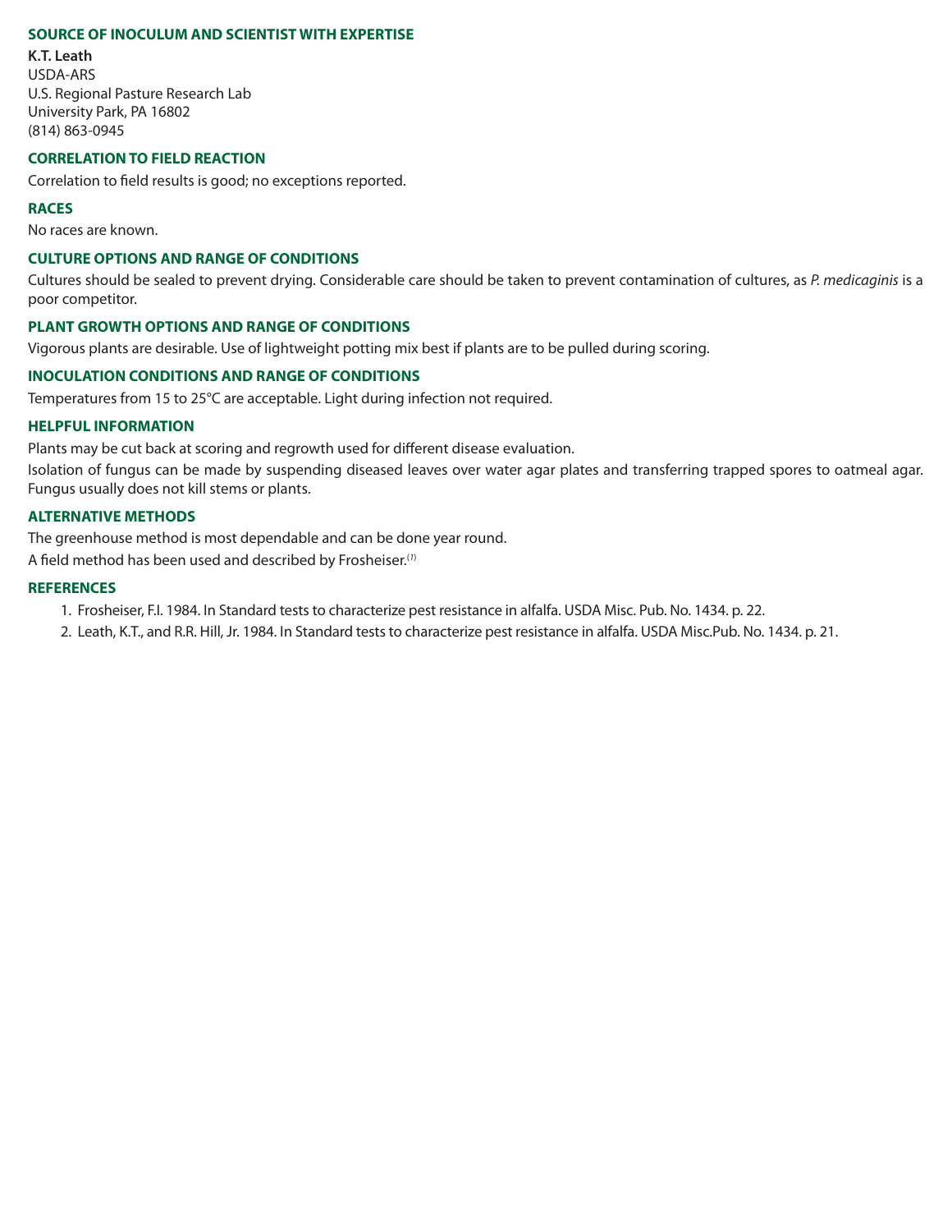## SOURCE OF INOCULUM AND SCIENTIST WITH EXPERTISE

**K.T. Leath**
USDA-ARS
U.S. Regional Pasture Research Lab
University Park, PA 16802
(814) 863-0945

## CORRELATION TO FIELD REACTION

Correlation to field results is good; no exceptions reported.

## RACES

No races are known.

## CULTURE OPTIONS AND RANGE OF CONDITIONS

Cultures should be sealed to prevent drying. Considerable care should be taken to prevent contamination of cultures, as *P. medicaginis* is a poor competitor.

## PLANT GROWTH OPTIONS AND RANGE OF CONDITIONS

Vigorous plants are desirable. Use of lightweight potting mix best if plants are to be pulled during scoring.

## INOCULATION CONDITIONS AND RANGE OF CONDITIONS

Temperatures from 15 to 25°C are acceptable. Light during infection not required.

## HELPFUL INFORMATION

Plants may be cut back at scoring and regrowth used for different disease evaluation.

Isolation of fungus can be made by suspending diseased leaves over water agar plates and transferring trapped spores to oatmeal agar. Fungus usually does not kill stems or plants.

## ALTERNATIVE METHODS

The greenhouse method is most dependable and can be done year round.

A field method has been used and described by Frosheiser.[1]

## REFERENCES

1. Frosheiser, F.I. 1984. In Standard tests to characterize pest resistance in alfalfa. USDA Misc. Pub. No. 1434. p. 22.
2. Leath, K.T., and R.R. Hill, Jr. 1984. In Standard tests to characterize pest resistance in alfalfa. USDA Misc.Pub. No. 1434. p. 21.